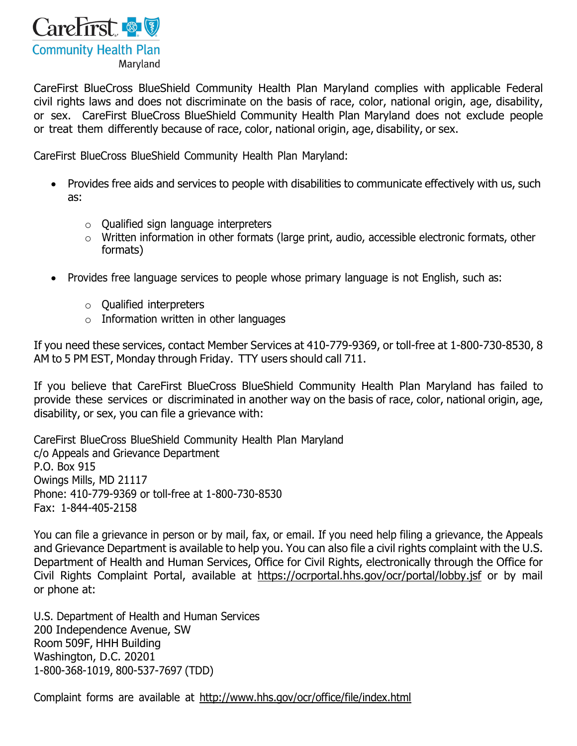CareFirst Community Health Plan Maryland

CareFirst BlueCross BlueShield Community Health Plan Maryland complies with applicable Federal civil rights laws and does not discriminate on the basis of race, color, national origin, age, disability, or sex. CareFirst BlueCross BlueShield Community Health Plan Maryland does not exclude people or treat them differently because of race, color, national origin, age, disability, or sex.

CareFirst BlueCross BlueShield Community Health Plan Maryland:

- Provides free aids and services to people with disabilities to communicate effectively with us, such as:
  - Qualified sign language interpreters
  - Written information in other formats (large print, audio, accessible electronic formats, other formats)
- Provides free language services to people whose primary language is not English, such as:
  - Qualified interpreters
  - Information written in other languages

If you need these services, contact Member Services at 410-779-9369, or toll-free at 1-800-730-8530, 8 AM to 5 PM EST, Monday through Friday. TTY users should call 711.

If you believe that CareFirst BlueCross BlueShield Community Health Plan Maryland has failed to provide these services or discriminated in another way on the basis of race, color, national origin, age, disability, or sex, you can file a grievance with:

CareFirst BlueCross BlueShield Community Health Plan Maryland
c/o Appeals and Grievance Department
P.O. Box 915
Owings Mills, MD 21117
Phone: 410-779-9369 or toll-free at 1-800-730-8530
Fax: 1-844-405-2158

You can file a grievance in person or by mail, fax, or email. If you need help filing a grievance, the Appeals and Grievance Department is available to help you. You can also file a civil rights complaint with the U.S. Department of Health and Human Services, Office for Civil Rights, electronically through the Office for Civil Rights Complaint Portal, available at https://ocrportal.hhs.gov/ocr/portal/lobby.jsf or by mail or phone at:

U.S. Department of Health and Human Services
200 Independence Avenue, SW
Room 509F, HHH Building
Washington, D.C. 20201
1-800-368-1019, 800-537-7697 (TDD)

Complaint forms are available at http://www.hhs.gov/ocr/office/file/index.html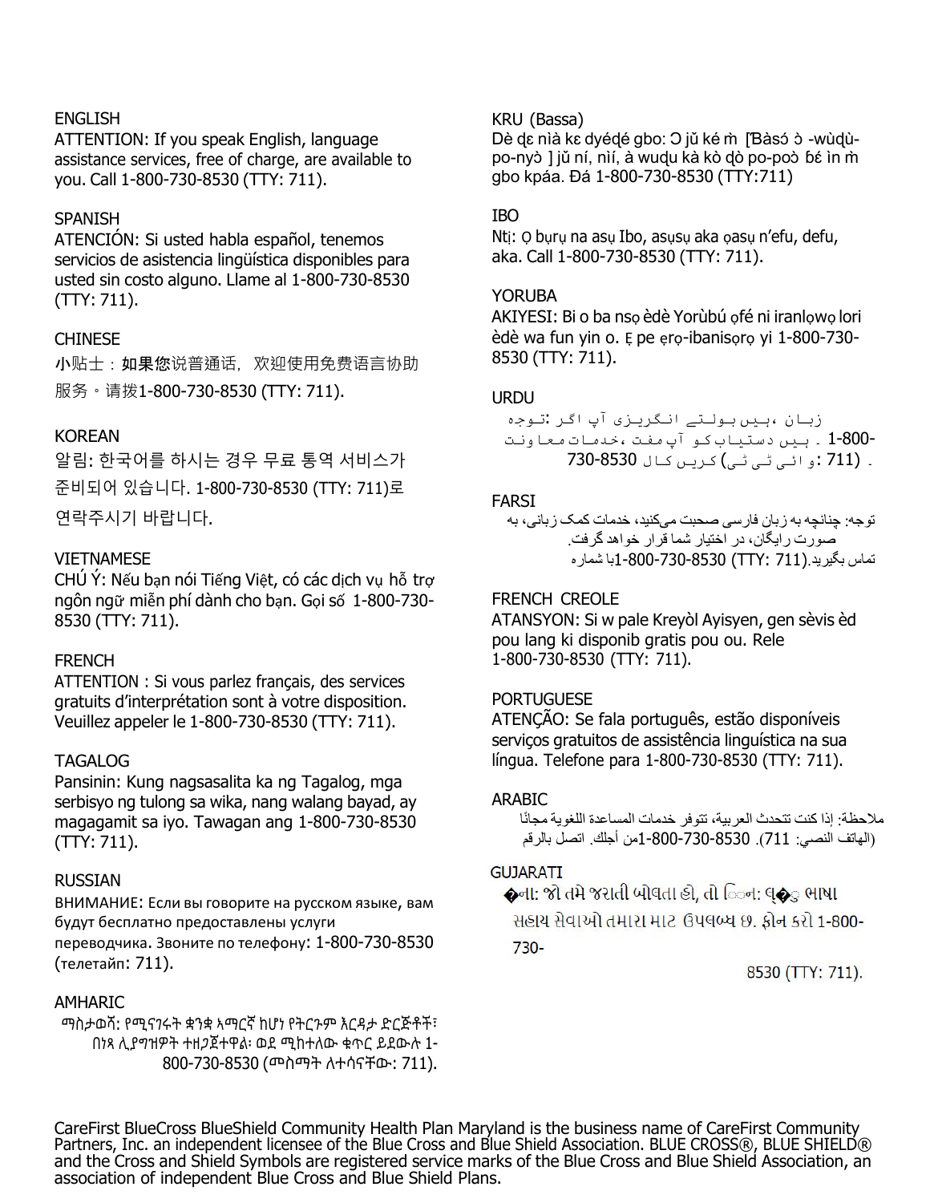ENGLISH
ATTENTION: If you speak English, language assistance services, free of charge, are available to you. Call 1-800-730-8530 (TTY: 711).

SPANISH
ATENCIÓN: Si usted habla español, tenemos servicios de asistencia lingüística disponibles para usted sin costo alguno. Llame al 1-800-730-8530 (TTY: 711).

CHINESE
小贴士：如果您说普通话，欢迎使用免费语言协助服务。请拨1-800-730-8530 (TTY: 711).

KOREAN
알림: 한국어를 하시는 경우 무료 통역 서비스가 준비되어 있습니다. 1-800-730-8530 (TTY: 711)로 연락주시기 바랍니다.

VIETNAMESE
CHÚ Ý: Nếu bạn nói Tiếng Việt, có các dịch vụ hỗ trợ ngôn ngữ miễn phí dành cho bạn. Gọi số 1-800-730-8530 (TTY: 711).

FRENCH
ATTENTION : Si vous parlez français, des services gratuits d'interprétation sont à votre disposition. Veuillez appeler le 1-800-730-8530 (TTY: 711).

TAGALOG
Pansinin: Kung nagsasalita ka ng Tagalog, mga serbisyo ng tulong sa wika, nang walang bayad, ay magagamit sa iyo. Tawagan ang 1-800-730-8530 (TTY: 711).

RUSSIAN
ВНИМАНИЕ: Если вы говорите на русском языке, вам будут бесплатно предоставлены услуги переводчика. Звоните по телефону: 1-800-730-8530 (телетайп: 711).

AMHARIC
ማስታወሻ: የሚናገሩት ቋንቋ አማርኛ ከሆነ የትርጉም እርዳታ ድርጅቶች፣ በነጻ ሊያግዝዎት ተዘጋጀተዋል፡ ወደ ሚከተለው ቁጥር ይደውሉ 1-800-730-8530 (መስማት ለተሳናቸው: 711).

KRU (Bassa)
Dè dɛ nìà kɛ dyédé gbo: Ɔ jǔ ké m̀ [Ɓàsɔ́ ɔ̀ -wùdù-po-nyɔ̀ ] jǔ ní, nìí, à wudu kà kò dò po-poɔ̀ ɓɛ́ ìn m̀ gbo kpáa. Đá 1-800-730-8530 (TTY:711)

IBO
Nti: Ọ bụrụ na asụ Ibo, asụsụ aka ọasụ n'efu, defu, aka. Call 1-800-730-8530 (TTY: 711).

YORUBA
AKIYESI: Bi o ba nsọ èdè Yorùbú ọfé ni iranlọwọ lori èdè wa fun yin o. Ẹ pe ẹrọ-ibanisọrọ yi 1-800-730-8530 (TTY: 711).

URDU
توجہ: اگر آپ انگریزی بولتے ہیں، زبان معاونت، خدمات مفت آپ کو دستیاب ہیں ۔ 1-800-730-8530 کال کریں (ٹی ٹی وائی: 711) ۔

FARSI
توجه: چنانچه به زبان فارسی صحبت می‌کنید، خدمات کمک زبانی، به صورت رایگان، در اختیار شما قرار خواهد گرفت. با شماره 1-800-730-8530 (TTY: 711) تماس بگیرید.

FRENCH CREOLE
ATANSYON: Si w pale Kreyòl Ayisyen, gen sèvis èd pou lang ki disponib gratis pou ou. Rele 1-800-730-8530 (TTY: 711).

PORTUGUESE
ATENÇÃO: Se fala português, estão disponíveis serviços gratuitos de assistência linguística na sua língua. Telefone para 1-800-730-8530 (TTY: 711).

ARABIC
ملاحظة: إذا كنت تتحدث العربية، تتوفر خدمات المساعدة اللغوية مجانًا من أجلك. اتصل بالرقم 1-800-730-8530 (الهاتف النصي: 711).

GUJARATI
�ના: જો તમે ગુજરાતી બોલતા હો, તો િન: લ્�ુ ભાષા સહાય સેવાઓ તમારા માટે ઉપલબ્ધ છ. ફોન કરો 1-800-730-8530 (TTY: 711).

CareFirst BlueCross BlueShield Community Health Plan Maryland is the business name of CareFirst Community Partners, Inc. an independent licensee of the Blue Cross and Blue Shield Association. BLUE CROSS®, BLUE SHIELD® and the Cross and Shield Symbols are registered service marks of the Blue Cross and Blue Shield Association, an association of independent Blue Cross and Blue Shield Plans.